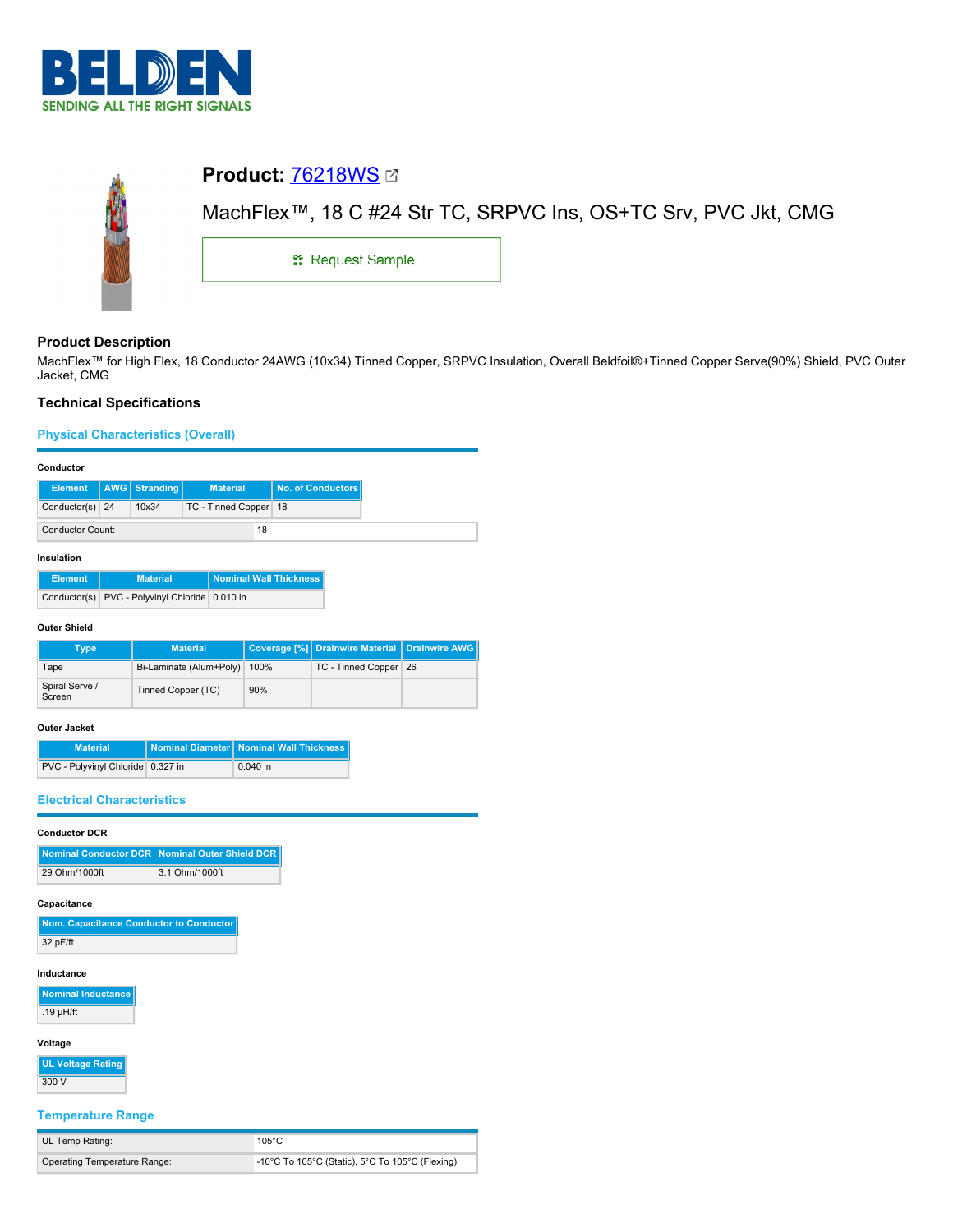BELDEN
SENDING ALL THE RIGHT SIGNALS

# Product: 76218WS

MachFlex™, 18 C #24 Str TC, SRPVC Ins, OS+TC Srv, PVC Jkt, CMG

Request Sample

## Product Description

MachFlex™ for High Flex, 18 Conductor 24AWG (10x34) Tinned Copper, SRPVC Insulation, Overall Beldfoil®+Tinned Copper Serve(90%) Shield, PVC Outer Jacket, CMG

## Technical Specifications

### Physical Characteristics (Overall)

#### Conductor

| Element | AWG | Stranding | Material | No. of Conductors |
|---|---|---|---|---|
| Conductor(s) | 24 | 10x34 | TC - Tinned Copper | 18 |

| Conductor Count: | 18 |
|---|---|

#### Insulation

| Element | Material | Nominal Wall Thickness |
|---|---|---|
| Conductor(s) | PVC - Polyvinyl Chloride | 0.010 in |

#### Outer Shield

| Type | Material | Coverage [%] | Drainwire Material | Drainwire AWG |
|---|---|---|---|---|
| Tape | Bi-Laminate (Alum+Poly) | 100% | TC - Tinned Copper | 26 |
| Spiral Serve / Screen | Tinned Copper (TC) | 90% | | |

#### Outer Jacket

| Material | Nominal Diameter | Nominal Wall Thickness |
|---|---|---|
| PVC - Polyvinyl Chloride | 0.327 in | 0.040 in |

### Electrical Characteristics

#### Conductor DCR

| Nominal Conductor DCR | Nominal Outer Shield DCR |
|---|---|
| 29 Ohm/1000ft | 3.1 Ohm/1000ft |

#### Capacitance

| Nom. Capacitance Conductor to Conductor |
|---|
| 32 pF/ft |

#### Inductance

| Nominal Inductance |
|---|
| .19 µH/ft |

#### Voltage

| UL Voltage Rating |
|---|
| 300 V |

### Temperature Range

| UL Temp Rating: | 105°C |
|---|---|
| Operating Temperature Range: | -10°C To 105°C (Static), 5°C To 105°C (Flexing) |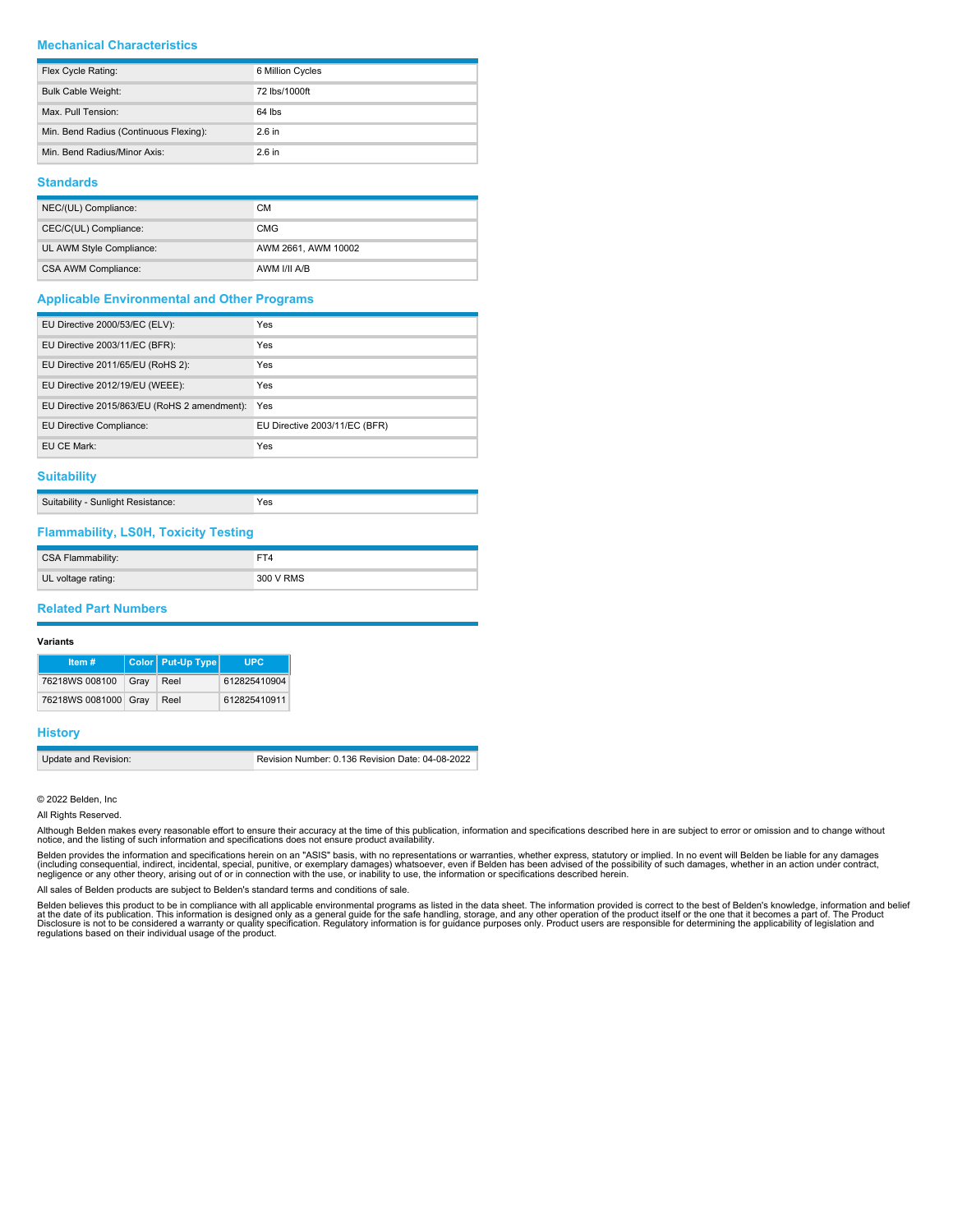## Mechanical Characteristics

| | |
|---|---|
| Flex Cycle Rating: | 6 Million Cycles |
| Bulk Cable Weight: | 72 lbs/1000ft |
| Max. Pull Tension: | 64 lbs |
| Min. Bend Radius (Continuous Flexing): | 2.6 in |
| Min. Bend Radius/Minor Axis: | 2.6 in |

## Standards

| | |
|---|---|
| NEC/(UL) Compliance: | CM |
| CEC/C(UL) Compliance: | CMG |
| UL AWM Style Compliance: | AWM 2661, AWM 10002 |
| CSA AWM Compliance: | AWM I/II A/B |

## Applicable Environmental and Other Programs

| | |
|---|---|
| EU Directive 2000/53/EC (ELV): | Yes |
| EU Directive 2003/11/EC (BFR): | Yes |
| EU Directive 2011/65/EU (RoHS 2): | Yes |
| EU Directive 2012/19/EU (WEEE): | Yes |
| EU Directive 2015/863/EU (RoHS 2 amendment): | Yes |
| EU Directive Compliance: | EU Directive 2003/11/EC (BFR) |
| EU CE Mark: | Yes |

## Suitability

| | |
|---|---|
| Suitability - Sunlight Resistance: | Yes |

## Flammability, LS0H, Toxicity Testing

| | |
|---|---|
| CSA Flammability: | FT4 |
| UL voltage rating: | 300 V RMS |

## Related Part Numbers

**Variants**

| Item # | Color | Put-Up Type | UPC |
|---|---|---|---|
| 76218WS 008100 | Gray | Reel | 612825410904 |
| 76218WS 0081000 | Gray | Reel | 612825410911 |

## History

| | |
|---|---|
| Update and Revision: | Revision Number: 0.136 Revision Date: 04-08-2022 |

© 2022 Belden, Inc

All Rights Reserved.

Although Belden makes every reasonable effort to ensure their accuracy at the time of this publication, information and specifications described here in are subject to error or omission and to change without notice, and the listing of such information and specifications does not ensure product availability.

Belden provides the information and specifications herein on an "ASIS" basis, with no representations or warranties, whether express, statutory or implied. In no event will Belden be liable for any damages (including consequential, indirect, incidental, special, punitive, or exemplary damages) whatsoever, even if Belden has been advised of the possibility of such damages, whether in an action under contract, negligence or any other theory, arising out of or in connection with the use, or inability to use, the information or specifications described herein.

All sales of Belden products are subject to Belden's standard terms and conditions of sale.

Belden believes this product to be in compliance with all applicable environmental programs as listed in the data sheet. The information provided is correct to the best of Belden's knowledge, information and belief at the date of its publication. This information is designed only as a general guide for the safe handling, storage, and any other operation of the product itself or the one that it becomes a part of. The Product Disclosure is not to be considered a warranty or quality specification. Regulatory information is for guidance purposes only. Product users are responsible for determining the applicability of legislation and regulations based on their individual usage of the product.